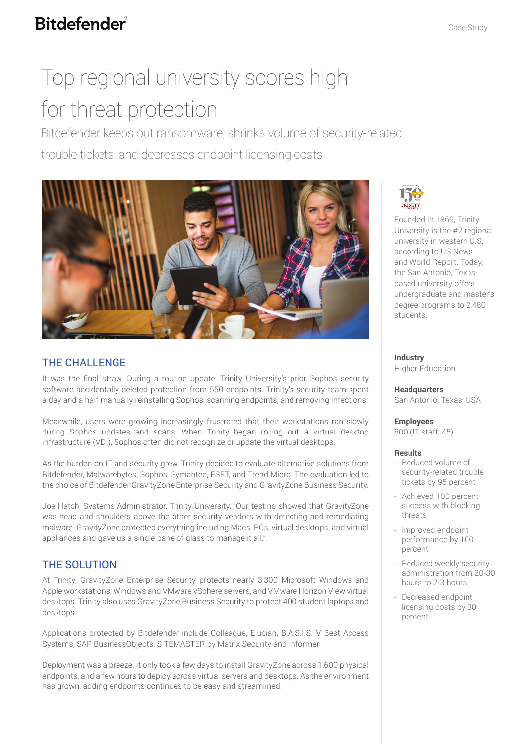Bitdefender

Case Study

# Top regional university scores high for threat protection

Bitdefender keeps out ransomware, shrinks volume of security-related trouble tickets, and decreases endpoint licensing costs

Founded in 1869, Trinity University is the #2 regional university in western U.S. according to US News and World Report. Today, the San Antonio, Texas-based university offers undergraduate and master's degree programs to 2,480 students.

**Industry**
Higher Education

**Headquarters**
San Antonio, Texas, USA

**Employees**
800 (IT staff, 45)

**Results**

- Reduced volume of security-related trouble tickets by 95 percent
- Achieved 100 percent success with blocking threats
- Improved endpoint performance by 100 percent
- Reduced weekly security administration from 20-30 hours to 2-3 hours
- Decreased endpoint licensing costs by 30 percent

## THE CHALLENGE

It was the final straw. During a routine update, Trinity University's prior Sophos security software accidentally deleted protection from 550 endpoints. Trinity's security team spent a day and a half manually reinstalling Sophos, scanning endpoints, and removing infections.

Meanwhile, users were growing increasingly frustrated that their workstations ran slowly during Sophos updates and scans. When Trinity began rolling out a virtual desktop infrastructure (VDI), Sophos often did not recognize or update the virtual desktops.

As the burden on IT and security grew, Trinity decided to evaluate alternative solutions from Bitdefender, Malwarebytes, Sophos, Symantec, ESET, and Trend Micro. The evaluation led to the choice of Bitdefender GravityZone Enterprise Security and GravityZone Business Security.

Joe Hatch, Systems Administrator, Trinity University, "Our testing showed that GravityZone was head and shoulders above the other security vendors with detecting and remediating malware. GravityZone protected everything including Macs, PCs, virtual desktops, and virtual appliances and gave us a single pane of glass to manage it all."

## THE SOLUTION

At Trinity, GravityZone Enterprise Security protects nearly 3,300 Microsoft Windows and Apple workstations, Windows and VMware vSphere servers, and VMware Horizon View virtual desktops. Trinity also uses GravityZone Business Security to protect 400 student laptops and desktops.

Applications protected by Bitdefender include Colleague, Elucian, B.A.S.I.S. V Best Access Systems, SAP BusinessObjects, SITEMASTER by Matrix Security and Informer.

Deployment was a breeze. It only took a few days to install GravityZone across 1,600 physical endpoints, and a few hours to deploy across virtual servers and desktops. As the environment has grown, adding endpoints continues to be easy and streamlined.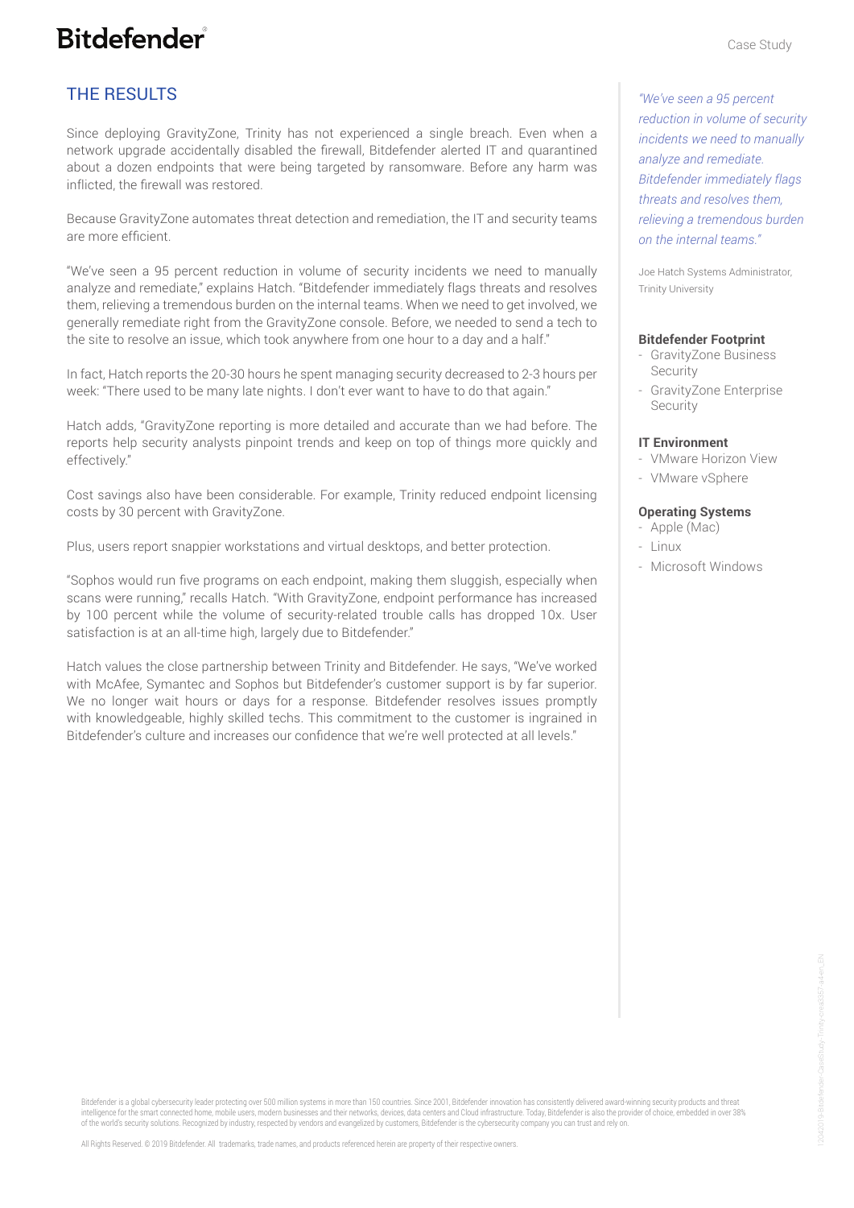## THE RESULTS

Since deploying GravityZone, Trinity has not experienced a single breach. Even when a network upgrade accidentally disabled the firewall, Bitdefender alerted IT and quarantined about a dozen endpoints that were being targeted by ransomware. Before any harm was inflicted, the firewall was restored.

Because GravityZone automates threat detection and remediation, the IT and security teams are more efficient.

"We've seen a 95 percent reduction in volume of security incidents we need to manually analyze and remediate," explains Hatch. "Bitdefender immediately flags threats and resolves them, relieving a tremendous burden on the internal teams. When we need to get involved, we generally remediate right from the GravityZone console. Before, we needed to send a tech to the site to resolve an issue, which took anywhere from one hour to a day and a half."

In fact, Hatch reports the 20-30 hours he spent managing security decreased to 2-3 hours per week: "There used to be many late nights. I don't ever want to have to do that again."

Hatch adds, "GravityZone reporting is more detailed and accurate than we had before. The reports help security analysts pinpoint trends and keep on top of things more quickly and effectively."

Cost savings also have been considerable. For example, Trinity reduced endpoint licensing costs by 30 percent with GravityZone.

Plus, users report snappier workstations and virtual desktops, and better protection.

"Sophos would run five programs on each endpoint, making them sluggish, especially when scans were running," recalls Hatch. "With GravityZone, endpoint performance has increased by 100 percent while the volume of security-related trouble calls has dropped 10x. User satisfaction is at an all-time high, largely due to Bitdefender."

Hatch values the close partnership between Trinity and Bitdefender. He says, "We've worked with McAfee, Symantec and Sophos but Bitdefender's customer support is by far superior. We no longer wait hours or days for a response. Bitdefender resolves issues promptly with knowledgeable, highly skilled techs. This commitment to the customer is ingrained in Bitdefender's culture and increases our confidence that we're well protected at all levels."

*"We've seen a 95 percent reduction in volume of security incidents we need to manually analyze and remediate. Bitdefender immediately flags threats and resolves them, relieving a tremendous burden on the internal teams."*

Joe Hatch Systems Administrator, Trinity University

**Bitdefender Footprint**
- GravityZone Business Security
- GravityZone Enterprise Security

**IT Environment**
- VMware Horizon View
- VMware vSphere

**Operating Systems**
- Apple (Mac)
- Linux
- Microsoft Windows

Bitdefender is a global cybersecurity leader protecting over 500 million systems in more than 150 countries. Since 2001, Bitdefender innovation has consistently delivered award-winning security products and threat intelligence for the smart connected home, mobile users, modern businesses and their networks, devices, data centers and Cloud infrastructure. Today, Bitdefender is also the provider of choice, embedded in over 38% of the world's security solutions. Recognized by industry, respected by vendors and evangelized by customers, Bitdefender is the cybersecurity company you can trust and rely on.

All Rights Reserved. © 2019 Bitdefender. All trademarks, trade names, and products referenced herein are property of their respective owners.